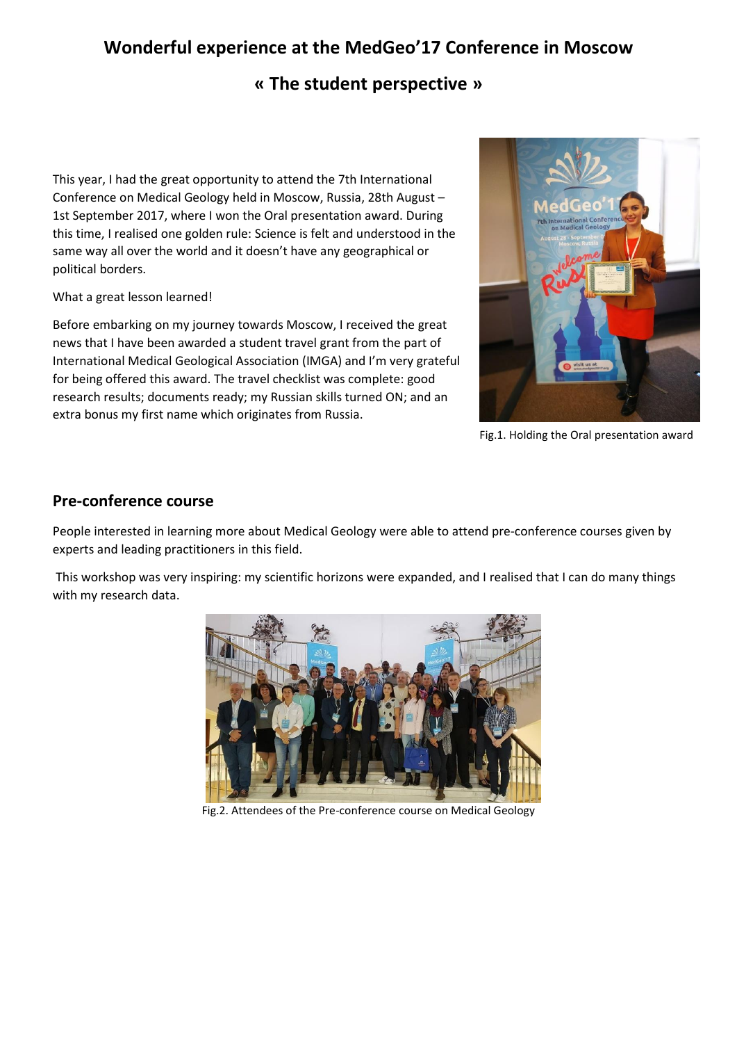# Wonderful experience at the MedGeo'17 Conference in Moscow

## « The student perspective »

This year, I had the great opportunity to attend the 7th International Conference on Medical Geology held in Moscow, Russia, 28th August – 1st September 2017, where I won the Oral presentation award. During this time, I realised one golden rule: Science is felt and understood in the same way all over the world and it doesn't have any geographical or political borders.

What a great lesson learned!

Before embarking on my journey towards Moscow, I received the great news that I have been awarded a student travel grant from the part of International Medical Geological Association (IMGA) and I'm very grateful for being offered this award. The travel checklist was complete: good research results; documents ready; my Russian skills turned ON; and an extra bonus my first name which originates from Russia.

Fig.1. Holding the Oral presentation award

## Pre-conference course

People interested in learning more about Medical Geology were able to attend pre-conference courses given by experts and leading practitioners in this field.

This workshop was very inspiring: my scientific horizons were expanded, and I realised that I can do many things with my research data.

Fig.2. Attendees of the Pre-conference course on Medical Geology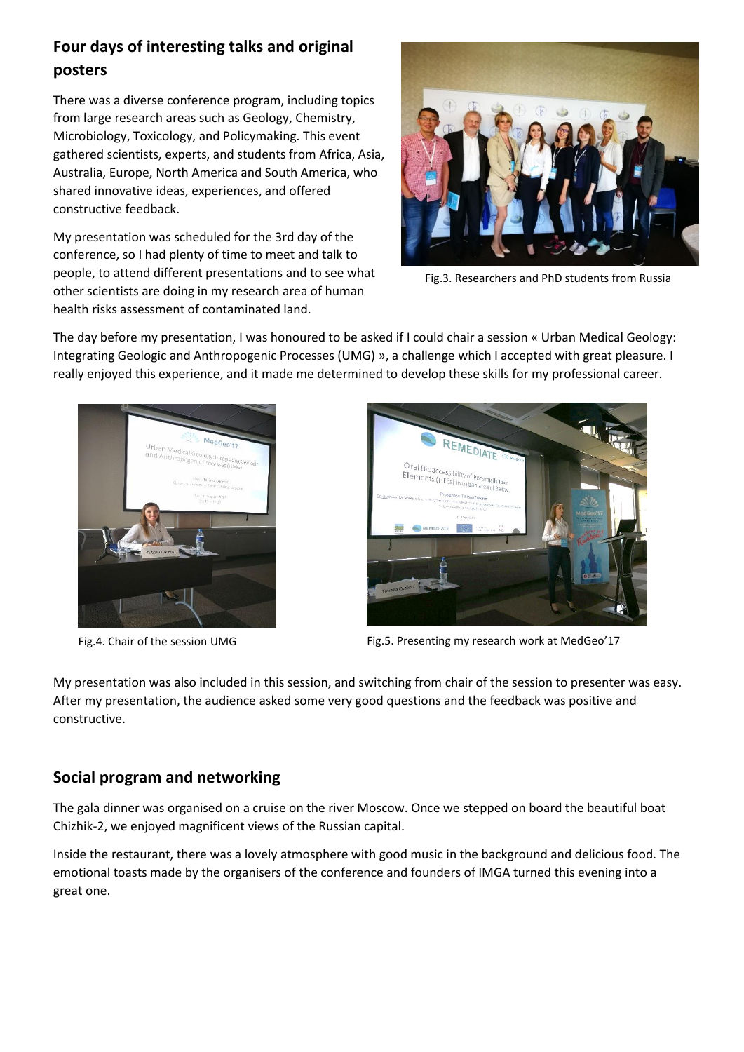## Four days of interesting talks and original posters

There was a diverse conference program, including topics from large research areas such as Geology, Chemistry, Microbiology, Toxicology, and Policymaking. This event gathered scientists, experts, and students from Africa, Asia, Australia, Europe, North America and South America, who shared innovative ideas, experiences, and offered constructive feedback.

My presentation was scheduled for the 3rd day of the conference, so I had plenty of time to meet and talk to people, to attend different presentations and to see what other scientists are doing in my research area of human health risks assessment of contaminated land.

Fig.3. Researchers and PhD students from Russia

The day before my presentation, I was honoured to be asked if I could chair a session « Urban Medical Geology: Integrating Geologic and Anthropogenic Processes (UMG) », a challenge which I accepted with great pleasure. I really enjoyed this experience, and it made me determined to develop these skills for my professional career.

Fig.4. Chair of the session UMG

Fig.5. Presenting my research work at MedGeo'17

My presentation was also included in this session, and switching from chair of the session to presenter was easy. After my presentation, the audience asked some very good questions and the feedback was positive and constructive.

## Social program and networking

The gala dinner was organised on a cruise on the river Moscow. Once we stepped on board the beautiful boat Chizhik-2, we enjoyed magnificent views of the Russian capital.

Inside the restaurant, there was a lovely atmosphere with good music in the background and delicious food. The emotional toasts made by the organisers of the conference and founders of IMGA turned this evening into a great one.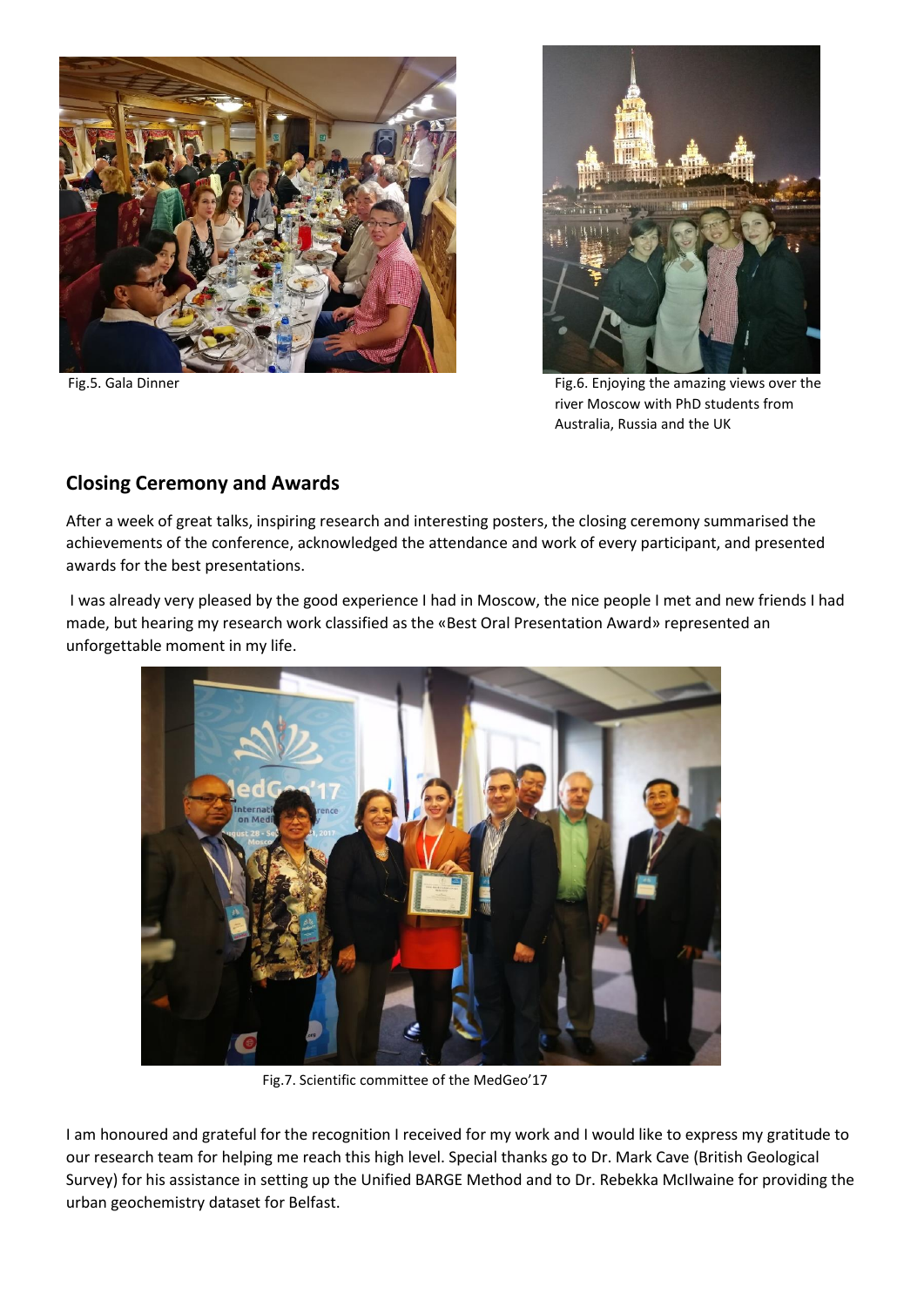Fig.5. Gala Dinner

Fig.6. Enjoying the amazing views over the river Moscow with PhD students from Australia, Russia and the UK

## Closing Ceremony and Awards

After a week of great talks, inspiring research and interesting posters, the closing ceremony summarised the achievements of the conference, acknowledged the attendance and work of every participant, and presented awards for the best presentations.

I was already very pleased by the good experience I had in Moscow, the nice people I met and new friends I had made, but hearing my research work classified as the «Best Oral Presentation Award» represented an unforgettable moment in my life.

Fig.7. Scientific committee of the MedGeo'17

I am honoured and grateful for the recognition I received for my work and I would like to express my gratitude to our research team for helping me reach this high level. Special thanks go to Dr. Mark Cave (British Geological Survey) for his assistance in setting up the Unified BARGE Method and to Dr. Rebekka McIlwaine for providing the urban geochemistry dataset for Belfast.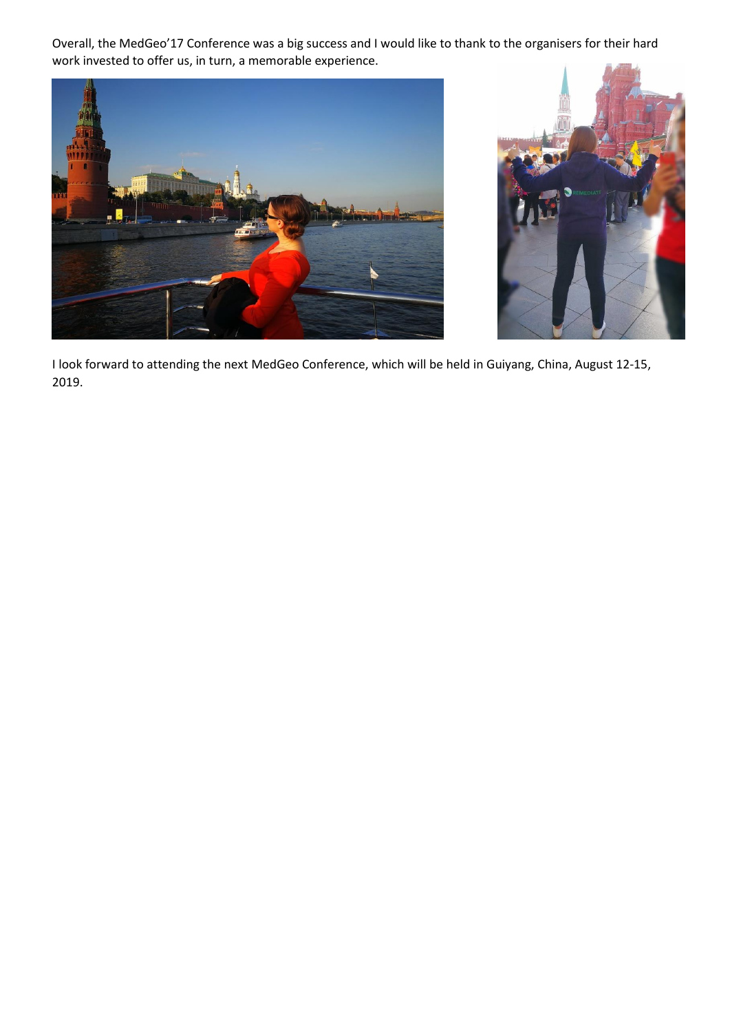Overall, the MedGeo'17 Conference was a big success and I would like to thank to the organisers for their hard work invested to offer us, in turn, a memorable experience.

I look forward to attending the next MedGeo Conference, which will be held in Guiyang, China, August 12-15, 2019.